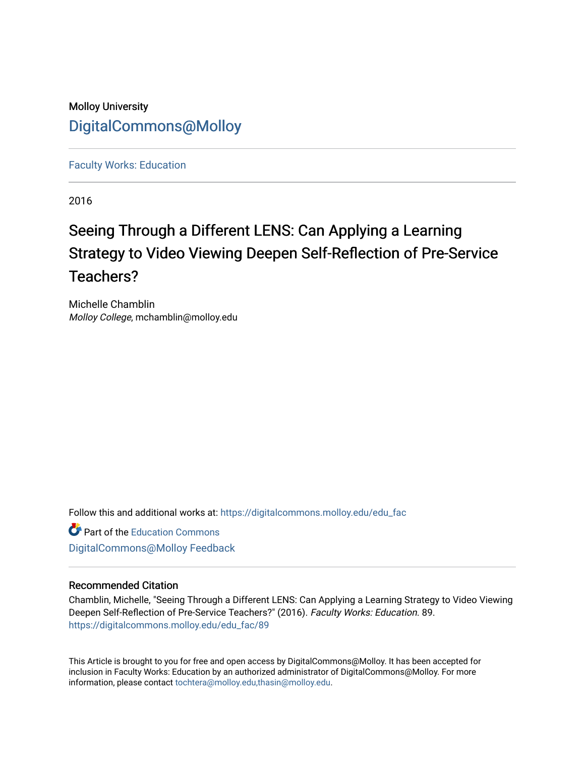Molloy University

DigitalCommons@Molloy

Faculty Works: Education

2016

# Seeing Through a Different LENS: Can Applying a Learning Strategy to Video Viewing Deepen Self-Reflection of Pre-Service Teachers?

Michelle Chamblin
*Molloy College*, mchamblin@molloy.edu

Follow this and additional works at: https://digitalcommons.molloy.edu/edu_fac

Part of the Education Commons

DigitalCommons@Molloy Feedback

## Recommended Citation

Chamblin, Michelle, "Seeing Through a Different LENS: Can Applying a Learning Strategy to Video Viewing Deepen Self-Reflection of Pre-Service Teachers?" (2016). *Faculty Works: Education*. 89.
https://digitalcommons.molloy.edu/edu_fac/89

This Article is brought to you for free and open access by DigitalCommons@Molloy. It has been accepted for inclusion in Faculty Works: Education by an authorized administrator of DigitalCommons@Molloy. For more information, please contact tochtera@molloy.edu,thasin@molloy.edu.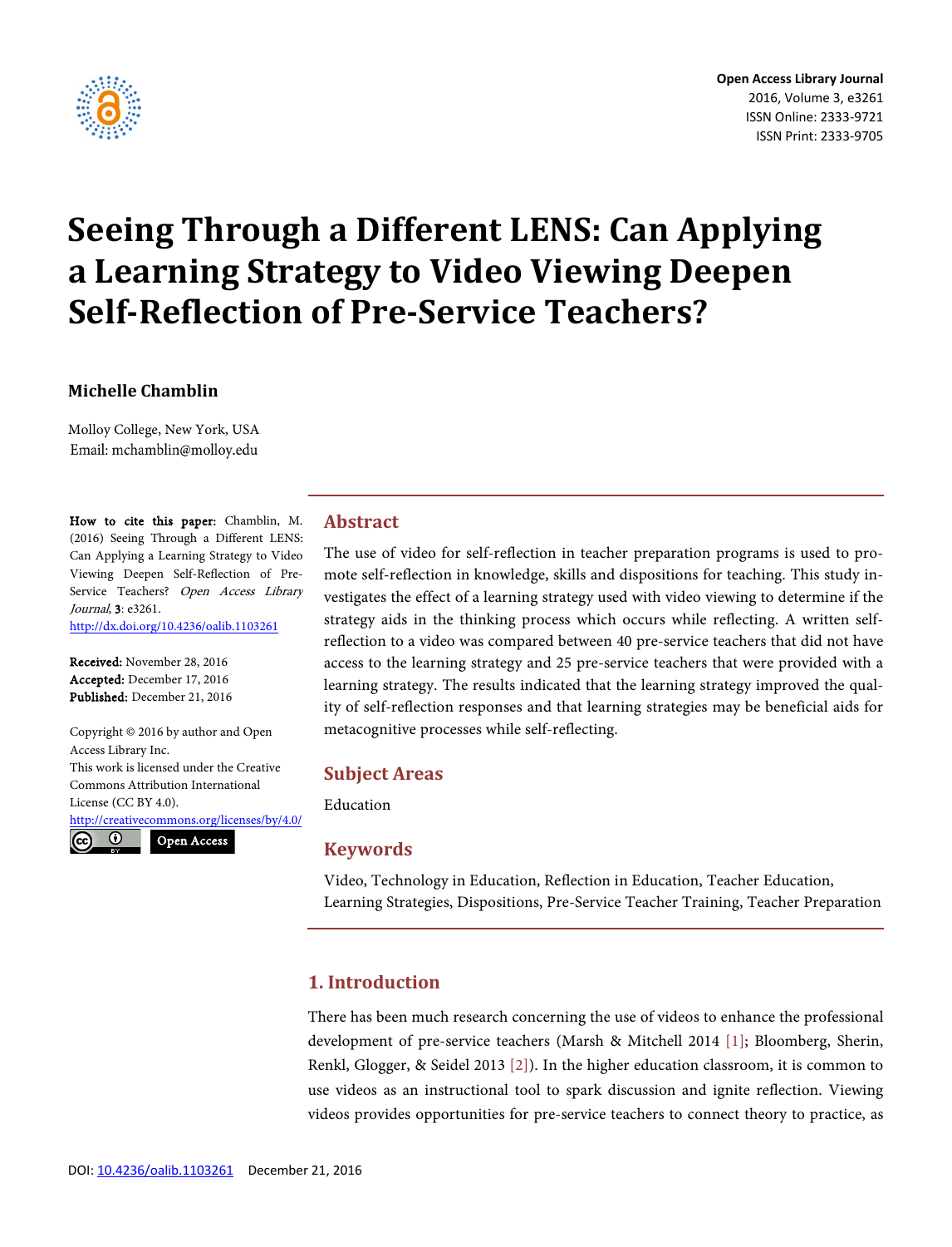# Seeing Through a Different LENS: Can Applying a Learning Strategy to Video Viewing Deepen Self-Reflection of Pre-Service Teachers?

**Michelle Chamblin**

Molloy College, New York, USA
Email: mchamblin@molloy.edu

**How to cite this paper:** Chamblin, M. (2016) Seeing Through a Different LENS: Can Applying a Learning Strategy to Video Viewing Deepen Self-Reflection of Pre-Service Teachers? *Open Access Library Journal*, **3**: e3261.
http://dx.doi.org/10.4236/oalib.1103261

**Received:** November 28, 2016
**Accepted:** December 17, 2016
**Published:** December 21, 2016

Copyright © 2016 by author and Open Access Library Inc.
This work is licensed under the Creative Commons Attribution International License (CC BY 4.0).
http://creativecommons.org/licenses/by/4.0/
Open Access

## Abstract

The use of video for self-reflection in teacher preparation programs is used to promote self-reflection in knowledge, skills and dispositions for teaching. This study investigates the effect of a learning strategy used with video viewing to determine if the strategy aids in the thinking process which occurs while reflecting. A written self-reflection to a video was compared between 40 pre-service teachers that did not have access to the learning strategy and 25 pre-service teachers that were provided with a learning strategy. The results indicated that the learning strategy improved the quality of self-reflection responses and that learning strategies may be beneficial aids for metacognitive processes while self-reflecting.

## Subject Areas

Education

## Keywords

Video, Technology in Education, Reflection in Education, Teacher Education, Learning Strategies, Dispositions, Pre-Service Teacher Training, Teacher Preparation

## 1. Introduction

There has been much research concerning the use of videos to enhance the professional development of pre-service teachers (Marsh & Mitchell 2014 [1]; Bloomberg, Sherin, Renkl, Glogger, & Seidel 2013 [2]). In the higher education classroom, it is common to use videos as an instructional tool to spark discussion and ignite reflection. Viewing videos provides opportunities for pre-service teachers to connect theory to practice, as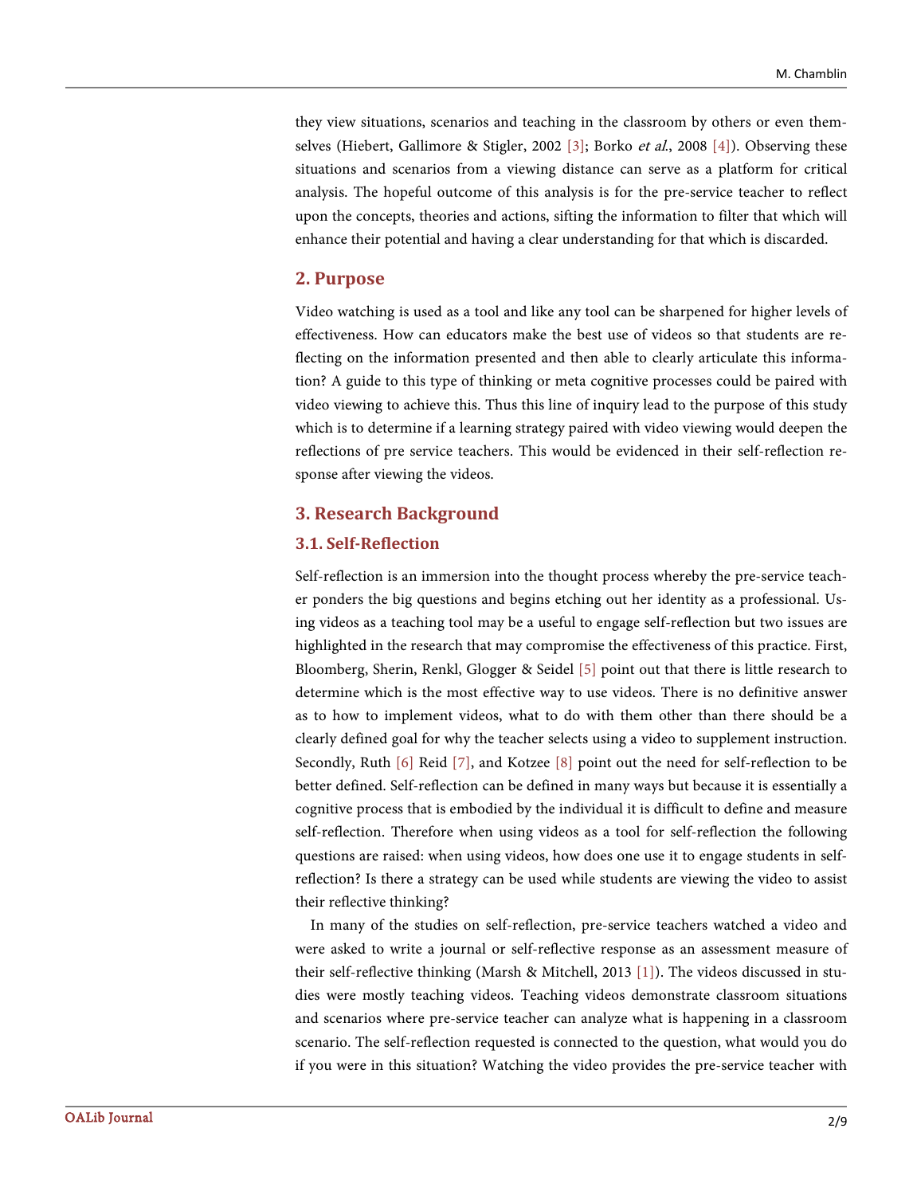they view situations, scenarios and teaching in the classroom by others or even themselves (Hiebert, Gallimore & Stigler, 2002 [3]; Borko *et al*., 2008 [4]). Observing these situations and scenarios from a viewing distance can serve as a platform for critical analysis. The hopeful outcome of this analysis is for the pre-service teacher to reflect upon the concepts, theories and actions, sifting the information to filter that which will enhance their potential and having a clear understanding for that which is discarded.

## 2. Purpose

Video watching is used as a tool and like any tool can be sharpened for higher levels of effectiveness. How can educators make the best use of videos so that students are reflecting on the information presented and then able to clearly articulate this information? A guide to this type of thinking or meta cognitive processes could be paired with video viewing to achieve this. Thus this line of inquiry lead to the purpose of this study which is to determine if a learning strategy paired with video viewing would deepen the reflections of pre service teachers. This would be evidenced in their self-reflection response after viewing the videos.

## 3. Research Background

### 3.1. Self-Reflection

Self-reflection is an immersion into the thought process whereby the pre-service teacher ponders the big questions and begins etching out her identity as a professional. Using videos as a teaching tool may be a useful to engage self-reflection but two issues are highlighted in the research that may compromise the effectiveness of this practice. First, Bloomberg, Sherin, Renkl, Glogger & Seidel [5] point out that there is little research to determine which is the most effective way to use videos. There is no definitive answer as to how to implement videos, what to do with them other than there should be a clearly defined goal for why the teacher selects using a video to supplement instruction. Secondly, Ruth [6] Reid [7], and Kotzee [8] point out the need for self-reflection to be better defined. Self-reflection can be defined in many ways but because it is essentially a cognitive process that is embodied by the individual it is difficult to define and measure self-reflection. Therefore when using videos as a tool for self-reflection the following questions are raised: when using videos, how does one use it to engage students in self-reflection? Is there a strategy can be used while students are viewing the video to assist their reflective thinking?

In many of the studies on self-reflection, pre-service teachers watched a video and were asked to write a journal or self-reflective response as an assessment measure of their self-reflective thinking (Marsh & Mitchell, 2013 [1]). The videos discussed in studies were mostly teaching videos. Teaching videos demonstrate classroom situations and scenarios where pre-service teacher can analyze what is happening in a classroom scenario. The self-reflection requested is connected to the question, what would you do if you were in this situation? Watching the video provides the pre-service teacher with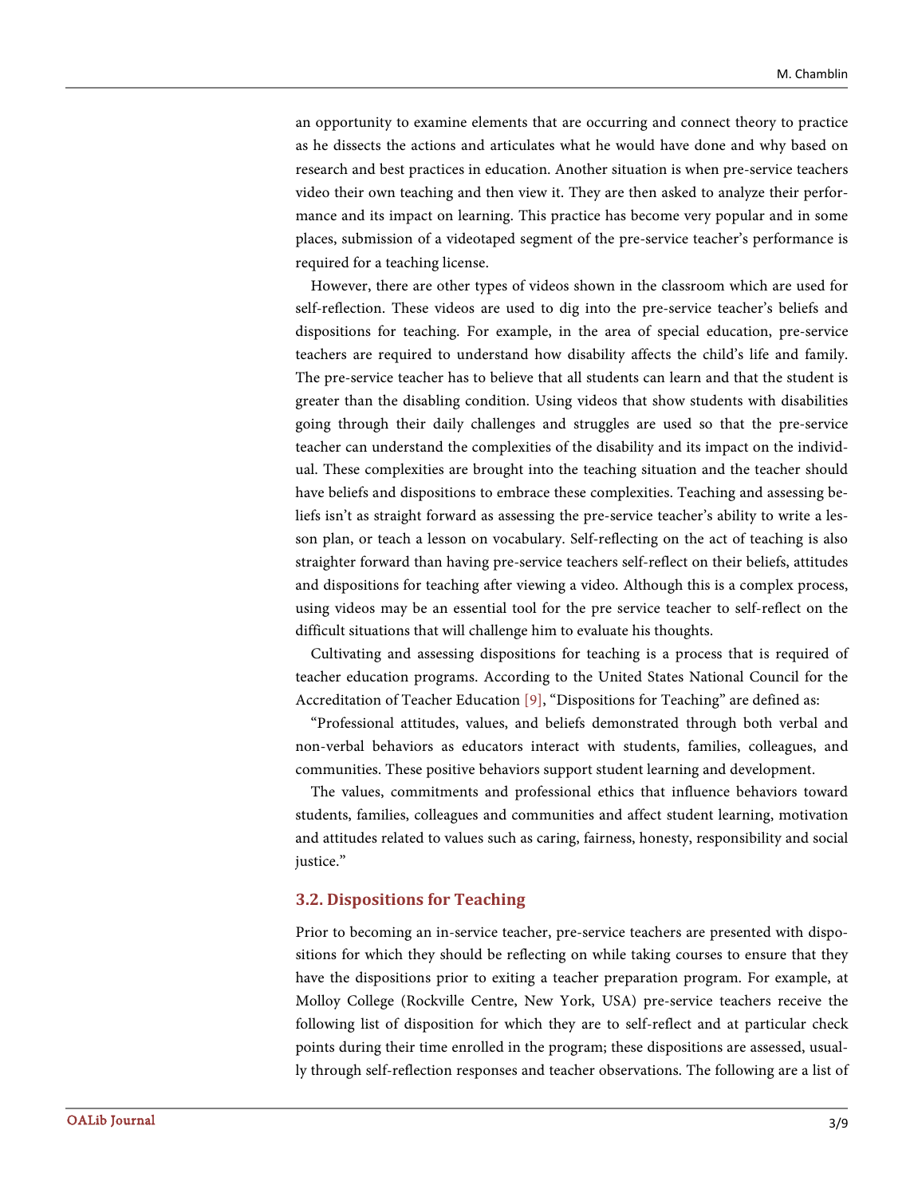an opportunity to examine elements that are occurring and connect theory to practice as he dissects the actions and articulates what he would have done and why based on research and best practices in education. Another situation is when pre-service teachers video their own teaching and then view it. They are then asked to analyze their performance and its impact on learning. This practice has become very popular and in some places, submission of a videotaped segment of the pre-service teacher's performance is required for a teaching license.

However, there are other types of videos shown in the classroom which are used for self-reflection. These videos are used to dig into the pre-service teacher's beliefs and dispositions for teaching. For example, in the area of special education, pre-service teachers are required to understand how disability affects the child's life and family. The pre-service teacher has to believe that all students can learn and that the student is greater than the disabling condition. Using videos that show students with disabilities going through their daily challenges and struggles are used so that the pre-service teacher can understand the complexities of the disability and its impact on the individual. These complexities are brought into the teaching situation and the teacher should have beliefs and dispositions to embrace these complexities. Teaching and assessing beliefs isn't as straight forward as assessing the pre-service teacher's ability to write a lesson plan, or teach a lesson on vocabulary. Self-reflecting on the act of teaching is also straighter forward than having pre-service teachers self-reflect on their beliefs, attitudes and dispositions for teaching after viewing a video. Although this is a complex process, using videos may be an essential tool for the pre service teacher to self-reflect on the difficult situations that will challenge him to evaluate his thoughts.

Cultivating and assessing dispositions for teaching is a process that is required of teacher education programs. According to the United States National Council for the Accreditation of Teacher Education [9], "Dispositions for Teaching" are defined as:

"Professional attitudes, values, and beliefs demonstrated through both verbal and non-verbal behaviors as educators interact with students, families, colleagues, and communities. These positive behaviors support student learning and development.

The values, commitments and professional ethics that influence behaviors toward students, families, colleagues and communities and affect student learning, motivation and attitudes related to values such as caring, fairness, honesty, responsibility and social justice."

### 3.2. Dispositions for Teaching

Prior to becoming an in-service teacher, pre-service teachers are presented with dispositions for which they should be reflecting on while taking courses to ensure that they have the dispositions prior to exiting a teacher preparation program. For example, at Molloy College (Rockville Centre, New York, USA) pre-service teachers receive the following list of disposition for which they are to self-reflect and at particular check points during their time enrolled in the program; these dispositions are assessed, usually through self-reflection responses and teacher observations. The following are a list of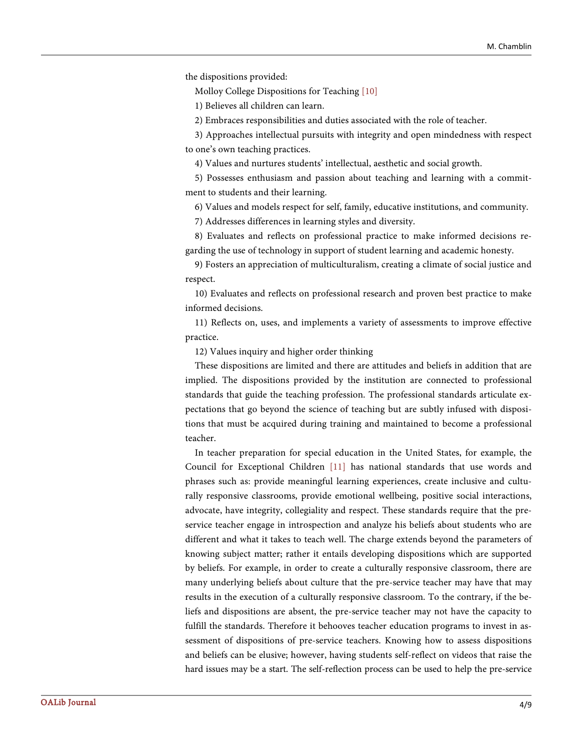the dispositions provided:

Molloy College Dispositions for Teaching [10]

1) Believes all children can learn.

2) Embraces responsibilities and duties associated with the role of teacher.

3) Approaches intellectual pursuits with integrity and open mindedness with respect to one's own teaching practices.

4) Values and nurtures students' intellectual, aesthetic and social growth.

5) Possesses enthusiasm and passion about teaching and learning with a commitment to students and their learning.

6) Values and models respect for self, family, educative institutions, and community.

7) Addresses differences in learning styles and diversity.

8) Evaluates and reflects on professional practice to make informed decisions regarding the use of technology in support of student learning and academic honesty.

9) Fosters an appreciation of multiculturalism, creating a climate of social justice and respect.

10) Evaluates and reflects on professional research and proven best practice to make informed decisions.

11) Reflects on, uses, and implements a variety of assessments to improve effective practice.

12) Values inquiry and higher order thinking

These dispositions are limited and there are attitudes and beliefs in addition that are implied. The dispositions provided by the institution are connected to professional standards that guide the teaching profession. The professional standards articulate expectations that go beyond the science of teaching but are subtly infused with dispositions that must be acquired during training and maintained to become a professional teacher.

In teacher preparation for special education in the United States, for example, the Council for Exceptional Children [11] has national standards that use words and phrases such as: provide meaningful learning experiences, create inclusive and culturally responsive classrooms, provide emotional wellbeing, positive social interactions, advocate, have integrity, collegiality and respect. These standards require that the pre-service teacher engage in introspection and analyze his beliefs about students who are different and what it takes to teach well. The charge extends beyond the parameters of knowing subject matter; rather it entails developing dispositions which are supported by beliefs. For example, in order to create a culturally responsive classroom, there are many underlying beliefs about culture that the pre-service teacher may have that may results in the execution of a culturally responsive classroom. To the contrary, if the beliefs and dispositions are absent, the pre-service teacher may not have the capacity to fulfill the standards. Therefore it behooves teacher education programs to invest in assessment of dispositions of pre-service teachers. Knowing how to assess dispositions and beliefs can be elusive; however, having students self-reflect on videos that raise the hard issues may be a start. The self-reflection process can be used to help the pre-service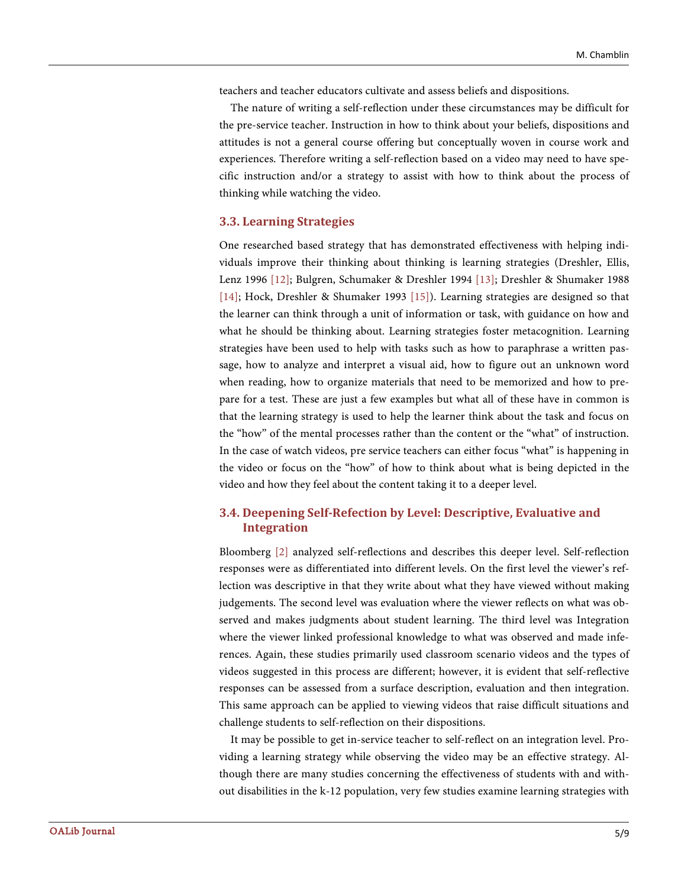teachers and teacher educators cultivate and assess beliefs and dispositions.

The nature of writing a self-reflection under these circumstances may be difficult for the pre-service teacher. Instruction in how to think about your beliefs, dispositions and attitudes is not a general course offering but conceptually woven in course work and experiences. Therefore writing a self-reflection based on a video may need to have specific instruction and/or a strategy to assist with how to think about the process of thinking while watching the video.

### 3.3. Learning Strategies

One researched based strategy that has demonstrated effectiveness with helping individuals improve their thinking about thinking is learning strategies (Dreshler, Ellis, Lenz 1996 [12]; Bulgren, Schumaker & Dreshler 1994 [13]; Dreshler & Shumaker 1988 [14]; Hock, Dreshler & Shumaker 1993 [15]). Learning strategies are designed so that the learner can think through a unit of information or task, with guidance on how and what he should be thinking about. Learning strategies foster metacognition. Learning strategies have been used to help with tasks such as how to paraphrase a written passage, how to analyze and interpret a visual aid, how to figure out an unknown word when reading, how to organize materials that need to be memorized and how to prepare for a test. These are just a few examples but what all of these have in common is that the learning strategy is used to help the learner think about the task and focus on the "how" of the mental processes rather than the content or the "what" of instruction. In the case of watch videos, pre service teachers can either focus "what" is happening in the video or focus on the "how" of how to think about what is being depicted in the video and how they feel about the content taking it to a deeper level.

### 3.4. Deepening Self-Refection by Level: Descriptive, Evaluative and Integration

Bloomberg [2] analyzed self-reflections and describes this deeper level. Self-reflection responses were as differentiated into different levels. On the first level the viewer's reflection was descriptive in that they write about what they have viewed without making judgements. The second level was evaluation where the viewer reflects on what was observed and makes judgments about student learning. The third level was Integration where the viewer linked professional knowledge to what was observed and made inferences. Again, these studies primarily used classroom scenario videos and the types of videos suggested in this process are different; however, it is evident that self-reflective responses can be assessed from a surface description, evaluation and then integration. This same approach can be applied to viewing videos that raise difficult situations and challenge students to self-reflection on their dispositions.

It may be possible to get in-service teacher to self-reflect on an integration level. Providing a learning strategy while observing the video may be an effective strategy. Although there are many studies concerning the effectiveness of students with and without disabilities in the k-12 population, very few studies examine learning strategies with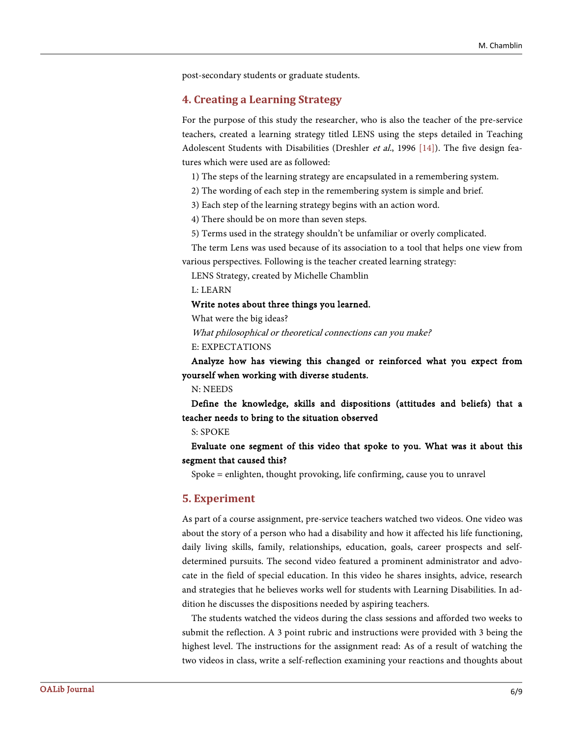post-secondary students or graduate students.

## 4. Creating a Learning Strategy

For the purpose of this study the researcher, who is also the teacher of the pre-service teachers, created a learning strategy titled LENS using the steps detailed in Teaching Adolescent Students with Disabilities (Dreshler *et al.*, 1996 [14]). The five design features which were used are as followed:

1) The steps of the learning strategy are encapsulated in a remembering system.

2) The wording of each step in the remembering system is simple and brief.

3) Each step of the learning strategy begins with an action word.

4) There should be on more than seven steps.

5) Terms used in the strategy shouldn't be unfamiliar or overly complicated.

The term Lens was used because of its association to a tool that helps one view from various perspectives. Following is the teacher created learning strategy:

LENS Strategy, created by Michelle Chamblin

L: LEARN

**Write notes about three things you learned.**

What were the big ideas?

*What philosophical or theoretical connections can you make?*

E: EXPECTATIONS

**Analyze how has viewing this changed or reinforced what you expect from yourself when working with diverse students.**

N: NEEDS

**Define the knowledge, skills and dispositions (attitudes and beliefs) that a teacher needs to bring to the situation observed**

S: SPOKE

**Evaluate one segment of this video that spoke to you. What was it about this segment that caused this?**

Spoke = enlighten, thought provoking, life confirming, cause you to unravel

## 5. Experiment

As part of a course assignment, pre-service teachers watched two videos. One video was about the story of a person who had a disability and how it affected his life functioning, daily living skills, family, relationships, education, goals, career prospects and self-determined pursuits. The second video featured a prominent administrator and advocate in the field of special education. In this video he shares insights, advice, research and strategies that he believes works well for students with Learning Disabilities. In addition he discusses the dispositions needed by aspiring teachers.

The students watched the videos during the class sessions and afforded two weeks to submit the reflection. A 3 point rubric and instructions were provided with 3 being the highest level. The instructions for the assignment read: As of a result of watching the two videos in class, write a self-reflection examining your reactions and thoughts about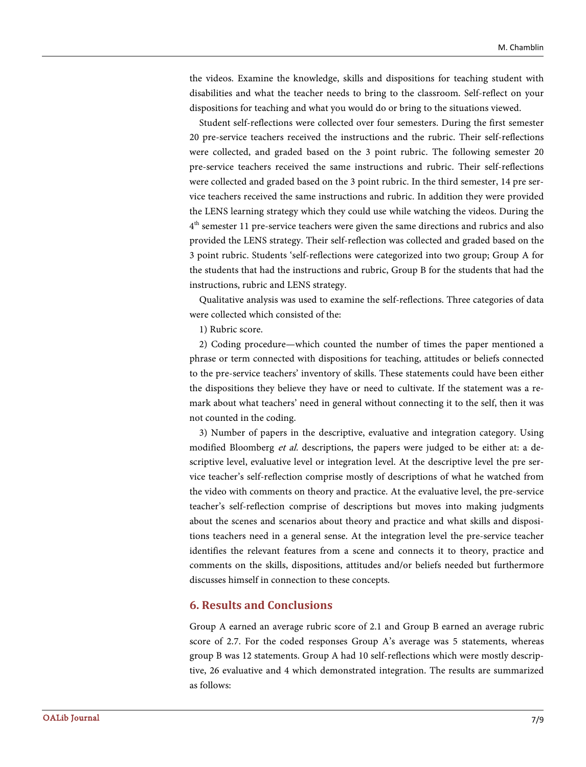the videos. Examine the knowledge, skills and dispositions for teaching student with disabilities and what the teacher needs to bring to the classroom. Self-reflect on your dispositions for teaching and what you would do or bring to the situations viewed.

Student self-reflections were collected over four semesters. During the first semester 20 pre-service teachers received the instructions and the rubric. Their self-reflections were collected, and graded based on the 3 point rubric. The following semester 20 pre-service teachers received the same instructions and rubric. Their self-reflections were collected and graded based on the 3 point rubric. In the third semester, 14 pre service teachers received the same instructions and rubric. In addition they were provided the LENS learning strategy which they could use while watching the videos. During the 4th semester 11 pre-service teachers were given the same directions and rubrics and also provided the LENS strategy. Their self-reflection was collected and graded based on the 3 point rubric. Students 'self-reflections were categorized into two group; Group A for the students that had the instructions and rubric, Group B for the students that had the instructions, rubric and LENS strategy.

Qualitative analysis was used to examine the self-reflections. Three categories of data were collected which consisted of the:

1) Rubric score.

2) Coding procedure—which counted the number of times the paper mentioned a phrase or term connected with dispositions for teaching, attitudes or beliefs connected to the pre-service teachers' inventory of skills. These statements could have been either the dispositions they believe they have or need to cultivate. If the statement was a remark about what teachers' need in general without connecting it to the self, then it was not counted in the coding.

3) Number of papers in the descriptive, evaluative and integration category. Using modified Bloomberg *et al.* descriptions, the papers were judged to be either at: a descriptive level, evaluative level or integration level. At the descriptive level the pre service teacher's self-reflection comprise mostly of descriptions of what he watched from the video with comments on theory and practice. At the evaluative level, the pre-service teacher's self-reflection comprise of descriptions but moves into making judgments about the scenes and scenarios about theory and practice and what skills and dispositions teachers need in a general sense. At the integration level the pre-service teacher identifies the relevant features from a scene and connects it to theory, practice and comments on the skills, dispositions, attitudes and/or beliefs needed but furthermore discusses himself in connection to these concepts.

## 6. Results and Conclusions

Group A earned an average rubric score of 2.1 and Group B earned an average rubric score of 2.7. For the coded responses Group A's average was 5 statements, whereas group B was 12 statements. Group A had 10 self-reflections which were mostly descriptive, 26 evaluative and 4 which demonstrated integration. The results are summarized as follows: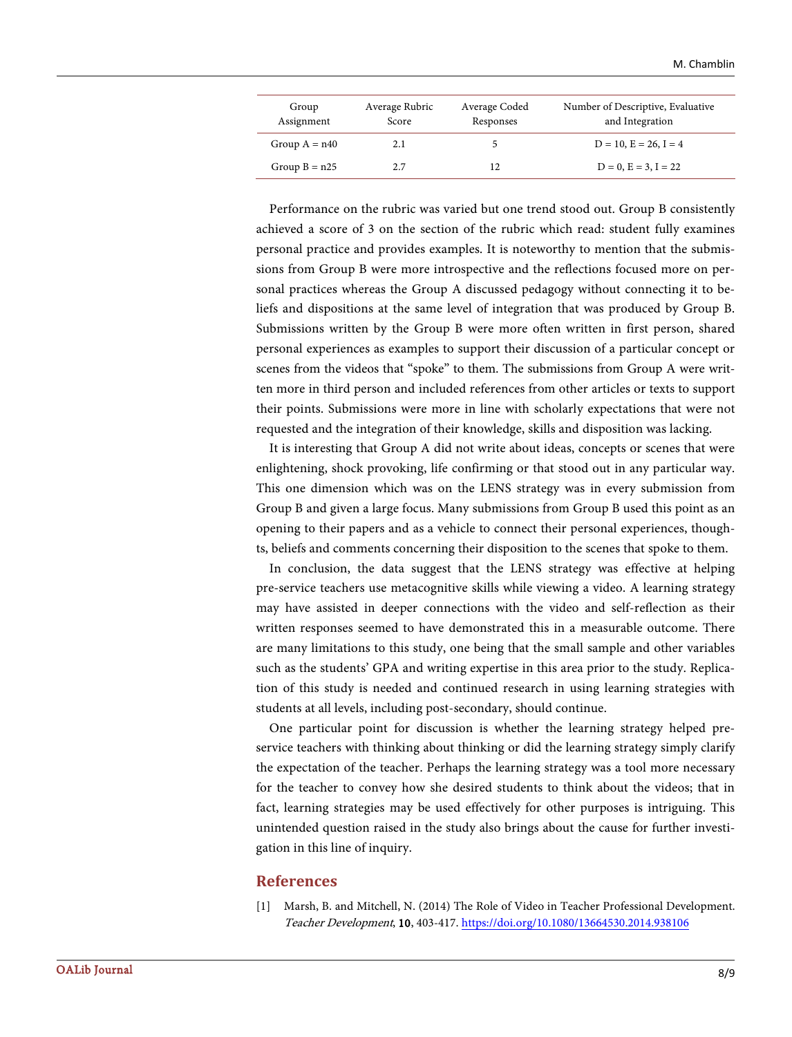| Group Assignment | Average Rubric Score | Average Coded Responses | Number of Descriptive, Evaluative and Integration |
|---|---|---|---|
| Group A = n40 | 2.1 | 5 | D = 10, E = 26, I = 4 |
| Group B = n25 | 2.7 | 12 | D = 0, E = 3, I = 22 |

Performance on the rubric was varied but one trend stood out. Group B consistently achieved a score of 3 on the section of the rubric which read: student fully examines personal practice and provides examples. It is noteworthy to mention that the submissions from Group B were more introspective and the reflections focused more on personal practices whereas the Group A discussed pedagogy without connecting it to beliefs and dispositions at the same level of integration that was produced by Group B. Submissions written by the Group B were more often written in first person, shared personal experiences as examples to support their discussion of a particular concept or scenes from the videos that "spoke" to them. The submissions from Group A were written more in third person and included references from other articles or texts to support their points. Submissions were more in line with scholarly expectations that were not requested and the integration of their knowledge, skills and disposition was lacking.

It is interesting that Group A did not write about ideas, concepts or scenes that were enlightening, shock provoking, life confirming or that stood out in any particular way. This one dimension which was on the LENS strategy was in every submission from Group B and given a large focus. Many submissions from Group B used this point as an opening to their papers and as a vehicle to connect their personal experiences, thoughts, beliefs and comments concerning their disposition to the scenes that spoke to them.

In conclusion, the data suggest that the LENS strategy was effective at helping pre-service teachers use metacognitive skills while viewing a video. A learning strategy may have assisted in deeper connections with the video and self-reflection as their written responses seemed to have demonstrated this in a measurable outcome. There are many limitations to this study, one being that the small sample and other variables such as the students' GPA and writing expertise in this area prior to the study. Replication of this study is needed and continued research in using learning strategies with students at all levels, including post-secondary, should continue.

One particular point for discussion is whether the learning strategy helped pre-service teachers with thinking about thinking or did the learning strategy simply clarify the expectation of the teacher. Perhaps the learning strategy was a tool more necessary for the teacher to convey how she desired students to think about the videos; that in fact, learning strategies may be used effectively for other purposes is intriguing. This unintended question raised in the study also brings about the cause for further investigation in this line of inquiry.

## References

[1] Marsh, B. and Mitchell, N. (2014) The Role of Video in Teacher Professional Development. *Teacher Development*, **10**, 403-417. https://doi.org/10.1080/13664530.2014.938106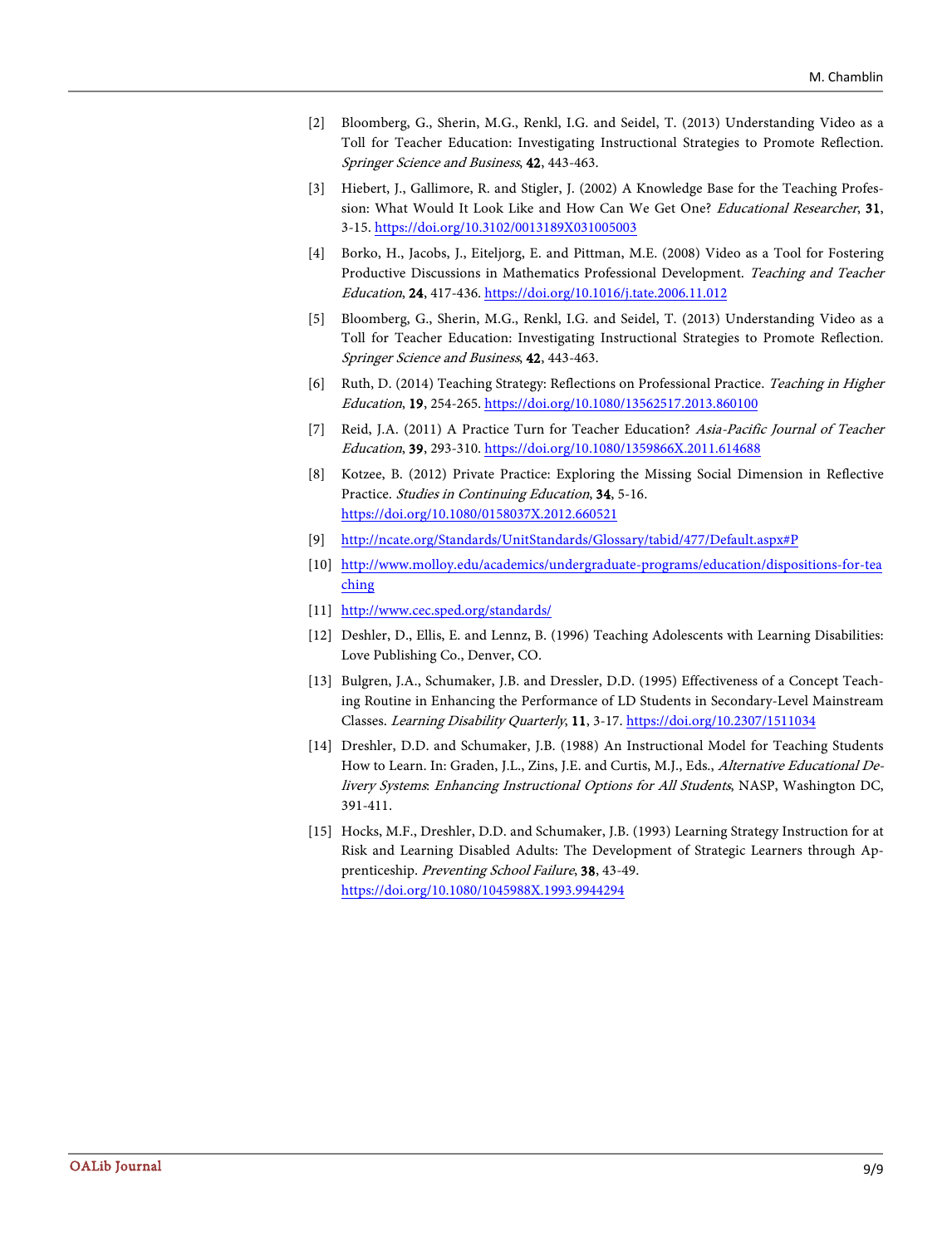[2] Bloomberg, G., Sherin, M.G., Renkl, I.G. and Seidel, T. (2013) Understanding Video as a Toll for Teacher Education: Investigating Instructional Strategies to Promote Reflection. *Springer Science and Business*, **42**, 443-463.

[3] Hiebert, J., Gallimore, R. and Stigler, J. (2002) A Knowledge Base for the Teaching Profession: What Would It Look Like and How Can We Get One? *Educational Researcher*, **31**, 3-15. https://doi.org/10.3102/0013189X031005003

[4] Borko, H., Jacobs, J., Eiteljorg, E. and Pittman, M.E. (2008) Video as a Tool for Fostering Productive Discussions in Mathematics Professional Development. *Teaching and Teacher Education*, **24**, 417-436. https://doi.org/10.1016/j.tate.2006.11.012

[5] Bloomberg, G., Sherin, M.G., Renkl, I.G. and Seidel, T. (2013) Understanding Video as a Toll for Teacher Education: Investigating Instructional Strategies to Promote Reflection. *Springer Science and Business*, **42**, 443-463.

[6] Ruth, D. (2014) Teaching Strategy: Reflections on Professional Practice. *Teaching in Higher Education*, **19**, 254-265. https://doi.org/10.1080/13562517.2013.860100

[7] Reid, J.A. (2011) A Practice Turn for Teacher Education? *Asia-Pacific Journal of Teacher Education*, **39**, 293-310. https://doi.org/10.1080/1359866X.2011.614688

[8] Kotzee, B. (2012) Private Practice: Exploring the Missing Social Dimension in Reflective Practice. *Studies in Continuing Education*, **34**, 5-16. https://doi.org/10.1080/0158037X.2012.660521

[9] http://ncate.org/Standards/UnitStandards/Glossary/tabid/477/Default.aspx#P

[10] http://www.molloy.edu/academics/undergraduate-programs/education/dispositions-for-teaching

[11] http://www.cec.sped.org/standards/

[12] Deshler, D., Ellis, E. and Lennz, B. (1996) Teaching Adolescents with Learning Disabilities: Love Publishing Co., Denver, CO.

[13] Bulgren, J.A., Schumaker, J.B. and Dressler, D.D. (1995) Effectiveness of a Concept Teaching Routine in Enhancing the Performance of LD Students in Secondary-Level Mainstream Classes. *Learning Disability Quarterly*, **11**, 3-17. https://doi.org/10.2307/1511034

[14] Dreshler, D.D. and Schumaker, J.B. (1988) An Instructional Model for Teaching Students How to Learn. In: Graden, J.L., Zins, J.E. and Curtis, M.J., Eds., *Alternative Educational Delivery Systems: Enhancing Instructional Options for All Students*, NASP, Washington DC, 391-411.

[15] Hocks, M.F., Dreshler, D.D. and Schumaker, J.B. (1993) Learning Strategy Instruction for at Risk and Learning Disabled Adults: The Development of Strategic Learners through Apprenticeship. *Preventing School Failure*, **38**, 43-49. https://doi.org/10.1080/1045988X.1993.9944294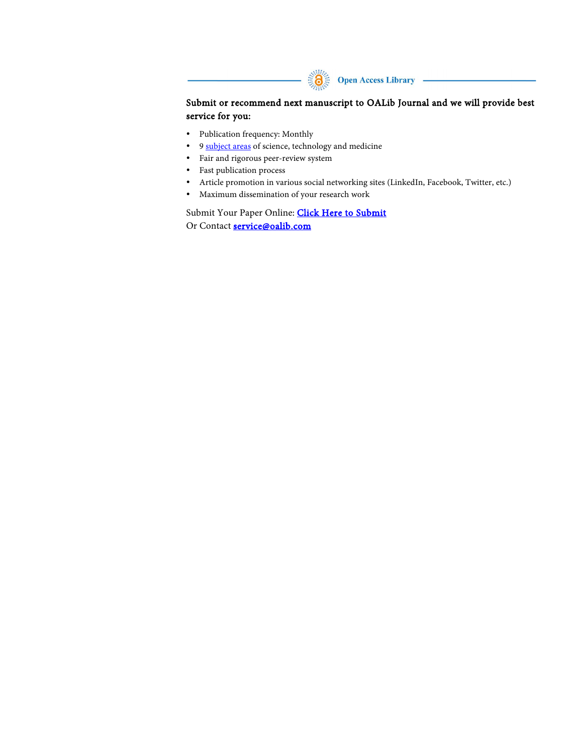Open Access Library

**Submit or recommend next manuscript to OALib Journal and we will provide best service for you:**

- Publication frequency: Monthly
- 9 subject areas of science, technology and medicine
- Fair and rigorous peer-review system
- Fast publication process
- Article promotion in various social networking sites (LinkedIn, Facebook, Twitter, etc.)
- Maximum dissemination of your research work

Submit Your Paper Online: **Click Here to Submit**
Or Contact **service@oalib.com**